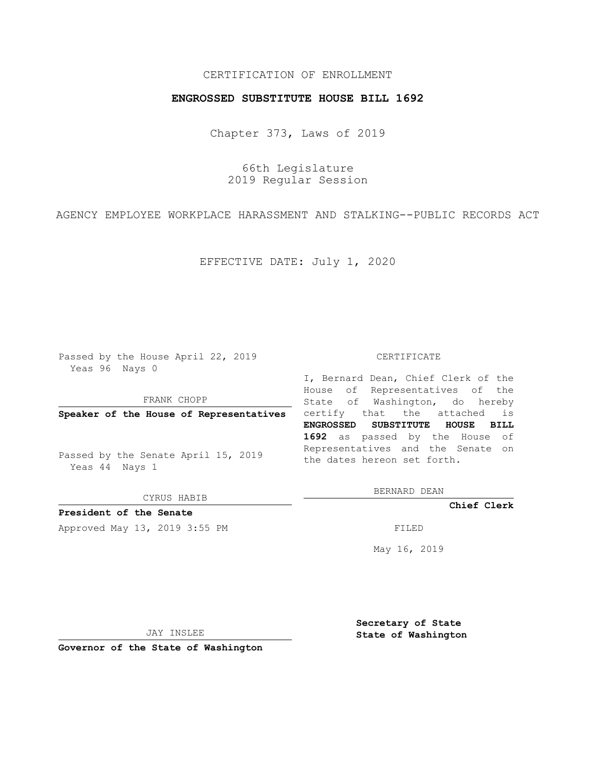CERTIFICATION OF ENROLLMENT

**ENGROSSED SUBSTITUTE HOUSE BILL 1692**

Chapter 373, Laws of 2019

66th Legislature
2019 Regular Session

AGENCY EMPLOYEE WORKPLACE HARASSMENT AND STALKING--PUBLIC RECORDS ACT

EFFECTIVE DATE: July 1, 2020

Passed by the House April 22, 2019
Yeas 96 Nays 0

FRANK CHOPP

**Speaker of the House of Representatives**

Passed by the Senate April 15, 2019
Yeas 44 Nays 1

CYRUS HABIB

**President of the Senate**

Approved May 13, 2019 3:55 PM

JAY INSLEE

**Governor of the State of Washington**

CERTIFICATE

I, Bernard Dean, Chief Clerk of the House of Representatives of the State of Washington, do hereby certify that the attached is **ENGROSSED SUBSTITUTE HOUSE BILL 1692** as passed by the House of Representatives and the Senate on the dates hereon set forth.

BERNARD DEAN

**Chief Clerk**

FILED

May 16, 2019

**Secretary of State**
**State of Washington**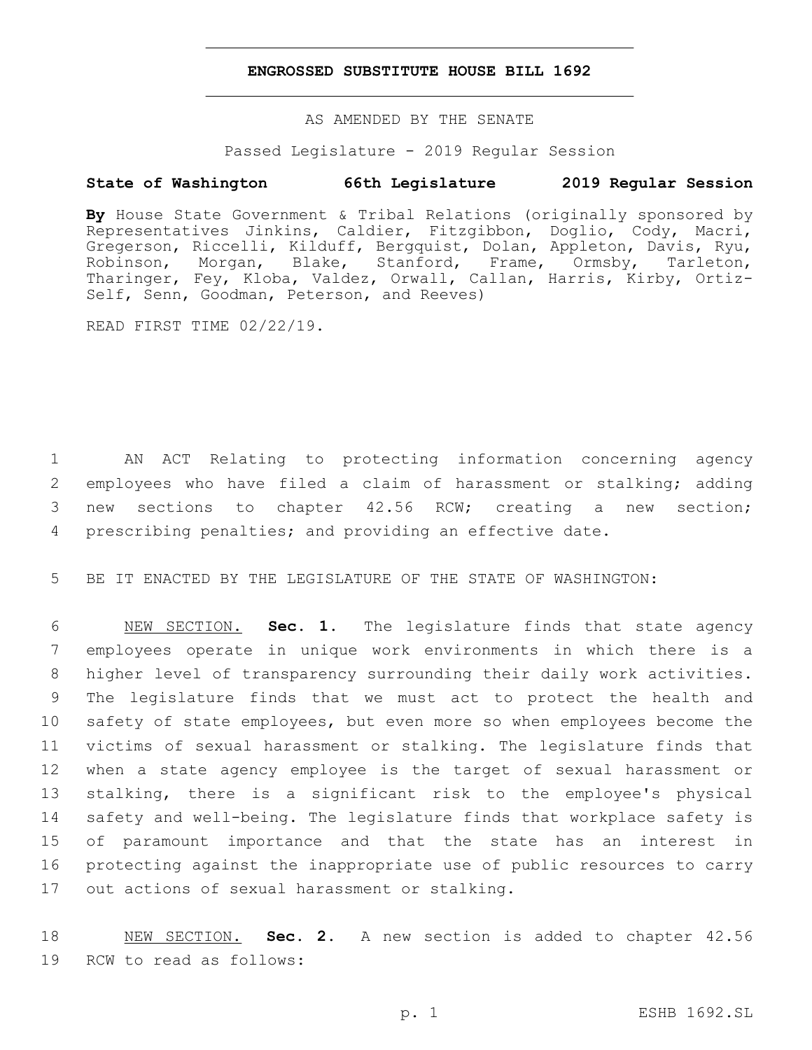# ENGROSSED SUBSTITUTE HOUSE BILL 1692

AS AMENDED BY THE SENATE

Passed Legislature - 2019 Regular Session

**State of Washington 66th Legislature 2019 Regular Session**

**By** House State Government & Tribal Relations (originally sponsored by Representatives Jinkins, Caldier, Fitzgibbon, Doglio, Cody, Macri, Gregerson, Riccelli, Kilduff, Bergquist, Dolan, Appleton, Davis, Ryu, Robinson, Morgan, Blake, Stanford, Frame, Ormsby, Tarleton, Tharinger, Fey, Kloba, Valdez, Orwall, Callan, Harris, Kirby, Ortiz-Self, Senn, Goodman, Peterson, and Reeves)

READ FIRST TIME 02/22/19.

1 AN ACT Relating to protecting information concerning agency 2 employees who have filed a claim of harassment or stalking; adding 3 new sections to chapter 42.56 RCW; creating a new section; 4 prescribing penalties; and providing an effective date.

5 BE IT ENACTED BY THE LEGISLATURE OF THE STATE OF WASHINGTON:

6 NEW SECTION. **Sec. 1.** The legislature finds that state agency 7 employees operate in unique work environments in which there is a 8 higher level of transparency surrounding their daily work activities. 9 The legislature finds that we must act to protect the health and 10 safety of state employees, but even more so when employees become the 11 victims of sexual harassment or stalking. The legislature finds that 12 when a state agency employee is the target of sexual harassment or 13 stalking, there is a significant risk to the employee's physical 14 safety and well-being. The legislature finds that workplace safety is 15 of paramount importance and that the state has an interest in 16 protecting against the inappropriate use of public resources to carry 17 out actions of sexual harassment or stalking.

18 NEW SECTION. **Sec. 2.** A new section is added to chapter 42.56 19 RCW to read as follows: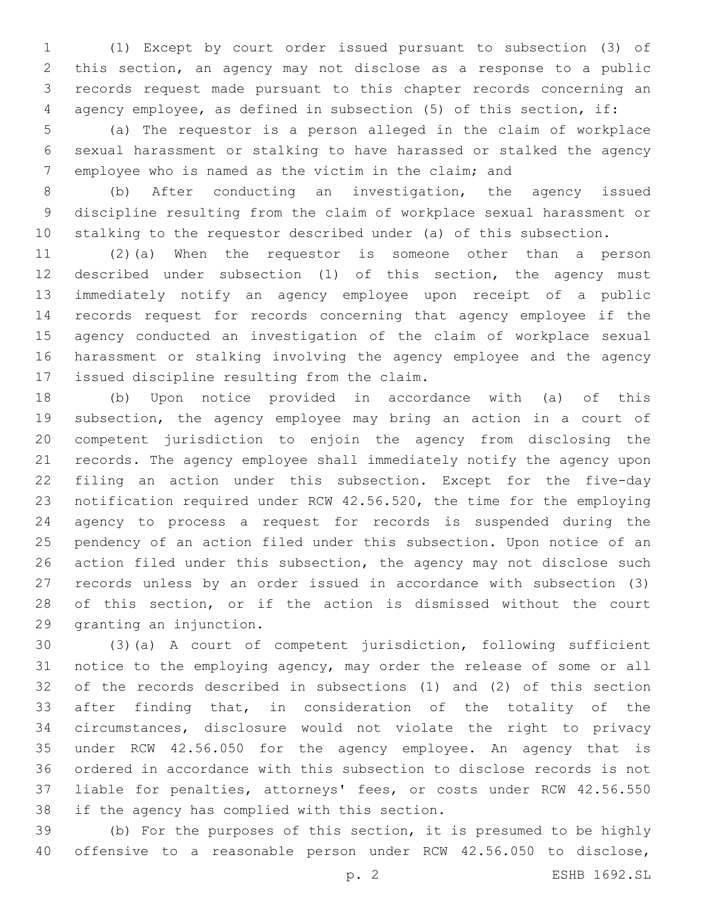(1) Except by court order issued pursuant to subsection (3) of this section, an agency may not disclose as a response to a public records request made pursuant to this chapter records concerning an agency employee, as defined in subsection (5) of this section, if:

(a) The requestor is a person alleged in the claim of workplace sexual harassment or stalking to have harassed or stalked the agency employee who is named as the victim in the claim; and

(b) After conducting an investigation, the agency issued discipline resulting from the claim of workplace sexual harassment or stalking to the requestor described under (a) of this subsection.

(2)(a) When the requestor is someone other than a person described under subsection (1) of this section, the agency must immediately notify an agency employee upon receipt of a public records request for records concerning that agency employee if the agency conducted an investigation of the claim of workplace sexual harassment or stalking involving the agency employee and the agency issued discipline resulting from the claim.

(b) Upon notice provided in accordance with (a) of this subsection, the agency employee may bring an action in a court of competent jurisdiction to enjoin the agency from disclosing the records. The agency employee shall immediately notify the agency upon filing an action under this subsection. Except for the five-day notification required under RCW 42.56.520, the time for the employing agency to process a request for records is suspended during the pendency of an action filed under this subsection. Upon notice of an action filed under this subsection, the agency may not disclose such records unless by an order issued in accordance with subsection (3) of this section, or if the action is dismissed without the court granting an injunction.

(3)(a) A court of competent jurisdiction, following sufficient notice to the employing agency, may order the release of some or all of the records described in subsections (1) and (2) of this section after finding that, in consideration of the totality of the circumstances, disclosure would not violate the right to privacy under RCW 42.56.050 for the agency employee. An agency that is ordered in accordance with this subsection to disclose records is not liable for penalties, attorneys' fees, or costs under RCW 42.56.550 if the agency has complied with this section.

(b) For the purposes of this section, it is presumed to be highly offensive to a reasonable person under RCW 42.56.050 to disclose,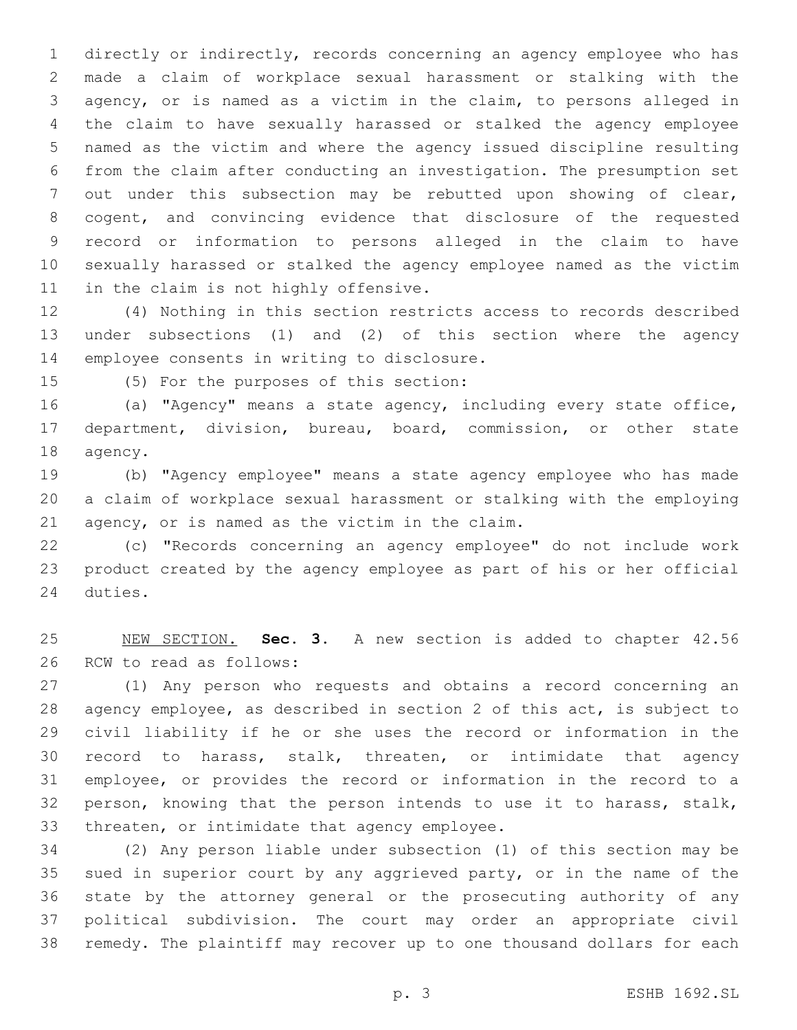directly or indirectly, records concerning an agency employee who has made a claim of workplace sexual harassment or stalking with the agency, or is named as a victim in the claim, to persons alleged in the claim to have sexually harassed or stalked the agency employee named as the victim and where the agency issued discipline resulting from the claim after conducting an investigation. The presumption set out under this subsection may be rebutted upon showing of clear, cogent, and convincing evidence that disclosure of the requested record or information to persons alleged in the claim to have sexually harassed or stalked the agency employee named as the victim in the claim is not highly offensive.

(4) Nothing in this section restricts access to records described under subsections (1) and (2) of this section where the agency employee consents in writing to disclosure.

(5) For the purposes of this section:

(a) "Agency" means a state agency, including every state office, department, division, bureau, board, commission, or other state agency.

(b) "Agency employee" means a state agency employee who has made a claim of workplace sexual harassment or stalking with the employing agency, or is named as the victim in the claim.

(c) "Records concerning an agency employee" do not include work product created by the agency employee as part of his or her official duties.

NEW SECTION. **Sec. 3.** A new section is added to chapter 42.56 RCW to read as follows:

(1) Any person who requests and obtains a record concerning an agency employee, as described in section 2 of this act, is subject to civil liability if he or she uses the record or information in the record to harass, stalk, threaten, or intimidate that agency employee, or provides the record or information in the record to a person, knowing that the person intends to use it to harass, stalk, threaten, or intimidate that agency employee.

(2) Any person liable under subsection (1) of this section may be sued in superior court by any aggrieved party, or in the name of the state by the attorney general or the prosecuting authority of any political subdivision. The court may order an appropriate civil remedy. The plaintiff may recover up to one thousand dollars for each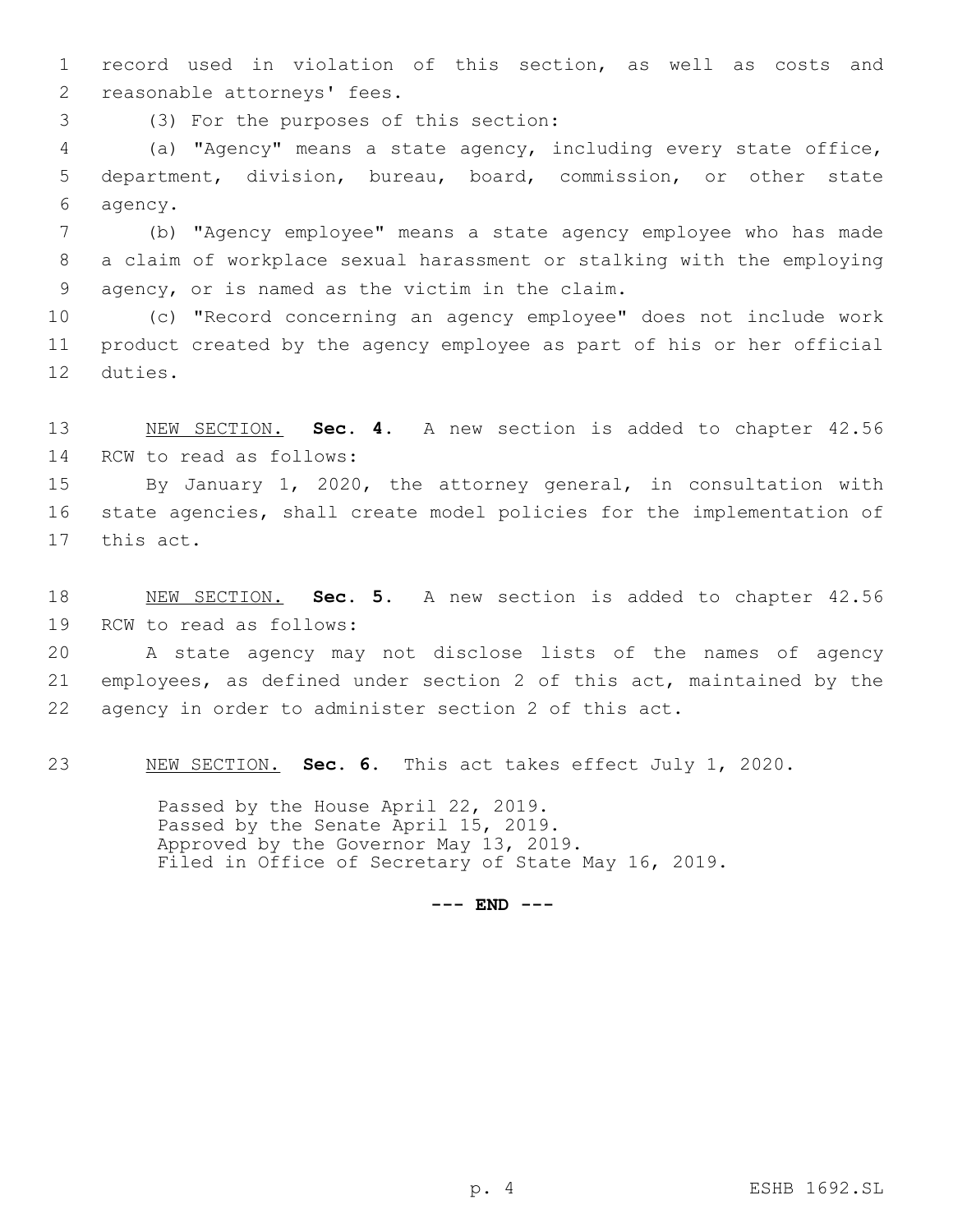record used in violation of this section, as well as costs and reasonable attorneys' fees.

(3) For the purposes of this section:

(a) "Agency" means a state agency, including every state office, department, division, bureau, board, commission, or other state agency.

(b) "Agency employee" means a state agency employee who has made a claim of workplace sexual harassment or stalking with the employing agency, or is named as the victim in the claim.

(c) "Record concerning an agency employee" does not include work product created by the agency employee as part of his or her official duties.

NEW SECTION. **Sec. 4.** A new section is added to chapter 42.56 RCW to read as follows:

By January 1, 2020, the attorney general, in consultation with state agencies, shall create model policies for the implementation of this act.

NEW SECTION. **Sec. 5.** A new section is added to chapter 42.56 RCW to read as follows:

A state agency may not disclose lists of the names of agency employees, as defined under section 2 of this act, maintained by the agency in order to administer section 2 of this act.

NEW SECTION. **Sec. 6.** This act takes effect July 1, 2020.

Passed by the House April 22, 2019.
Passed by the Senate April 15, 2019.
Approved by the Governor May 13, 2019.
Filed in Office of Secretary of State May 16, 2019.

**--- END ---**